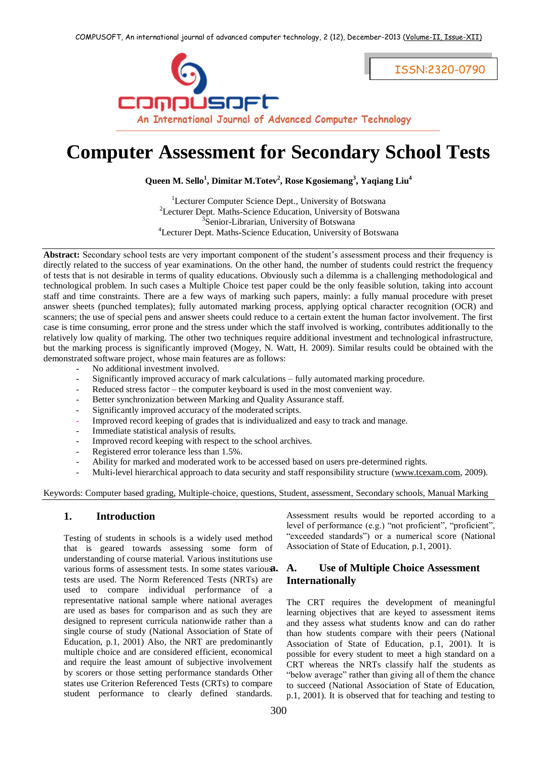# Computer Assessment for Secondary School Tests

**Queen M. Sello[1], Dimitar M.Totev[2], Rose Kgosiemang[3], Yaqiang Liu[4]**

[1]Lecturer Computer Science Dept., University of Botswana
[2]Lecturer Dept. Maths-Science Education, University of Botswana
[3]Senior-Librarian, University of Botswana
[4]Lecturer Dept. Maths-Science Education, University of Botswana

**Abstract:** Secondary school tests are very important component of the student's assessment process and their frequency is directly related to the success of year examinations. On the other hand, the number of students could restrict the frequency of tests that is not desirable in terms of quality educations. Obviously such a dilemma is a challenging methodological and technological problem. In such cases a Multiple Choice test paper could be the only feasible solution, taking into account staff and time constraints. There are a few ways of marking such papers, mainly: a fully manual procedure with preset answer sheets (punched templates); fully automated marking process, applying optical character recognition (OCR) and scanners; the use of special pens and answer sheets could reduce to a certain extent the human factor involvement. The first case is time consuming, error prone and the stress under which the staff involved is working, contributes additionally to the relatively low quality of marking. The other two techniques require additional investment and technological infrastructure, but the marking process is significantly improved (Mogey, N. Watt, H. 2009). Similar results could be obtained with the demonstrated software project, whose main features are as follows:

- No additional investment involved.
- Significantly improved accuracy of mark calculations – fully automated marking procedure.
- Reduced stress factor – the computer keyboard is used in the most convenient way.
- Better synchronization between Marking and Quality Assurance staff.
- Significantly improved accuracy of the moderated scripts.
- Improved record keeping of grades that is individualized and easy to track and manage.
- Immediate statistical analysis of results.
- Improved record keeping with respect to the school archives.
- Registered error tolerance less than 1.5%.
- Ability for marked and moderated work to be accessed based on users pre-determined rights.
- Multi-level hierarchical approach to data security and staff responsibility structure (www.tcexam.com, 2009).

Keywords: Computer based grading, Multiple-choice, questions, Student, assessment, Secondary schools, Manual Marking

## 1. Introduction

Testing of students in schools is a widely used method that is geared towards assessing some form of understanding of course material. Various institutions use various forms of assessment tests. In some states various tests are used. The Norm Referenced Tests (NRTs) are used to compare individual performance of a representative national sample where national averages are used as bases for comparison and as such they are designed to represent curricula nationwide rather than a single course of study (National Association of State of Education, p.1, 2001) Also, the NRT are predominantly multiple choice and are considered efficient, economical and require the least amount of subjective involvement by scorers or those setting performance standards Other states use Criterion Referenced Tests (CRTs) to compare student performance to clearly defined standards. Assessment results would be reported according to a level of performance (e.g.) "not proficient", "proficient", "exceeded standards") or a numerical score (National Association of State of Education, p.1, 2001).

### a. A. Use of Multiple Choice Assessment Internationally

The CRT requires the development of meaningful learning objectives that are keyed to assessment items and they assess what students know and can do rather than how students compare with their peers (National Association of State of Education, p.1, 2001). It is possible for every student to meet a high standard on a CRT whereas the NRTs classify half the students as "below average" rather than giving all of them the chance to succeed (National Association of State of Education, p.1, 2001). It is observed that for teaching and testing to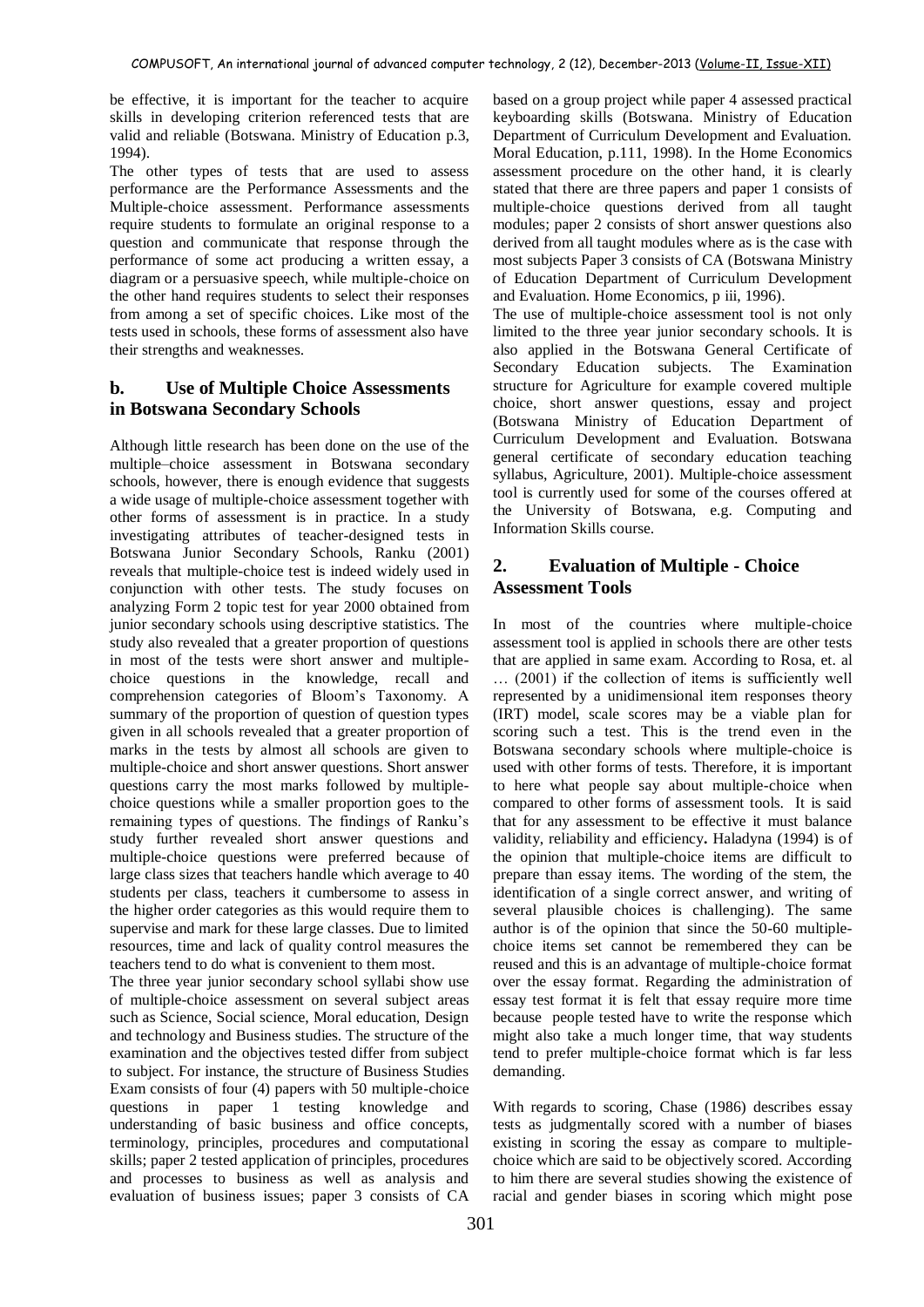be effective, it is important for the teacher to acquire skills in developing criterion referenced tests that are valid and reliable (Botswana. Ministry of Education p.3, 1994).

The other types of tests that are used to assess performance are the Performance Assessments and the Multiple-choice assessment. Performance assessments require students to formulate an original response to a question and communicate that response through the performance of some act producing a written essay, a diagram or a persuasive speech, while multiple-choice on the other hand requires students to select their responses from among a set of specific choices. Like most of the tests used in schools, these forms of assessment also have their strengths and weaknesses.

### b. Use of Multiple Choice Assessments in Botswana Secondary Schools

Although little research has been done on the use of the multiple–choice assessment in Botswana secondary schools, however, there is enough evidence that suggests a wide usage of multiple-choice assessment together with other forms of assessment is in practice. In a study investigating attributes of teacher-designed tests in Botswana Junior Secondary Schools, Ranku (2001) reveals that multiple-choice test is indeed widely used in conjunction with other tests. The study focuses on analyzing Form 2 topic test for year 2000 obtained from junior secondary schools using descriptive statistics. The study also revealed that a greater proportion of questions in most of the tests were short answer and multiple-choice questions in the knowledge, recall and comprehension categories of Bloom's Taxonomy. A summary of the proportion of question of question types given in all schools revealed that a greater proportion of marks in the tests by almost all schools are given to multiple-choice and short answer questions. Short answer questions carry the most marks followed by multiple-choice questions while a smaller proportion goes to the remaining types of questions. The findings of Ranku's study further revealed short answer questions and multiple-choice questions were preferred because of large class sizes that teachers handle which average to 40 students per class, teachers it cumbersome to assess in the higher order categories as this would require them to supervise and mark for these large classes. Due to limited resources, time and lack of quality control measures the teachers tend to do what is convenient to them most.

The three year junior secondary school syllabi show use of multiple-choice assessment on several subject areas such as Science, Social science, Moral education, Design and technology and Business studies. The structure of the examination and the objectives tested differ from subject to subject. For instance, the structure of Business Studies Exam consists of four (4) papers with 50 multiple-choice questions in paper 1 testing knowledge and understanding of basic business and office concepts, terminology, principles, procedures and computational skills; paper 2 tested application of principles, procedures and processes to business as well as analysis and evaluation of business issues; paper 3 consists of CA based on a group project while paper 4 assessed practical keyboarding skills (Botswana. Ministry of Education Department of Curriculum Development and Evaluation. Moral Education, p.111, 1998). In the Home Economics assessment procedure on the other hand, it is clearly stated that there are three papers and paper 1 consists of multiple-choice questions derived from all taught modules; paper 2 consists of short answer questions also derived from all taught modules where as is the case with most subjects Paper 3 consists of CA (Botswana Ministry of Education Department of Curriculum Development and Evaluation. Home Economics, p iii, 1996).

The use of multiple-choice assessment tool is not only limited to the three year junior secondary schools. It is also applied in the Botswana General Certificate of Secondary Education subjects. The Examination structure for Agriculture for example covered multiple choice, short answer questions, essay and project (Botswana Ministry of Education Department of Curriculum Development and Evaluation. Botswana general certificate of secondary education teaching syllabus, Agriculture, 2001). Multiple-choice assessment tool is currently used for some of the courses offered at the University of Botswana, e.g. Computing and Information Skills course.

## 2. Evaluation of Multiple - Choice Assessment Tools

In most of the countries where multiple-choice assessment tool is applied in schools there are other tests that are applied in same exam. According to Rosa, et. al … (2001) if the collection of items is sufficiently well represented by a unidimensional item responses theory (IRT) model, scale scores may be a viable plan for scoring such a test. This is the trend even in the Botswana secondary schools where multiple-choice is used with other forms of tests. Therefore, it is important to here what people say about multiple-choice when compared to other forms of assessment tools. It is said that for any assessment to be effective it must balance validity, reliability and efficiency**.** Haladyna (1994) is of the opinion that multiple-choice items are difficult to prepare than essay items. The wording of the stem, the identification of a single correct answer, and writing of several plausible choices is challenging). The same author is of the opinion that since the 50-60 multiple-choice items set cannot be remembered they can be reused and this is an advantage of multiple-choice format over the essay format. Regarding the administration of essay test format it is felt that essay require more time because people tested have to write the response which might also take a much longer time, that way students tend to prefer multiple-choice format which is far less demanding.

With regards to scoring, Chase (1986) describes essay tests as judgmentally scored with a number of biases existing in scoring the essay as compare to multiple-choice which are said to be objectively scored. According to him there are several studies showing the existence of racial and gender biases in scoring which might pose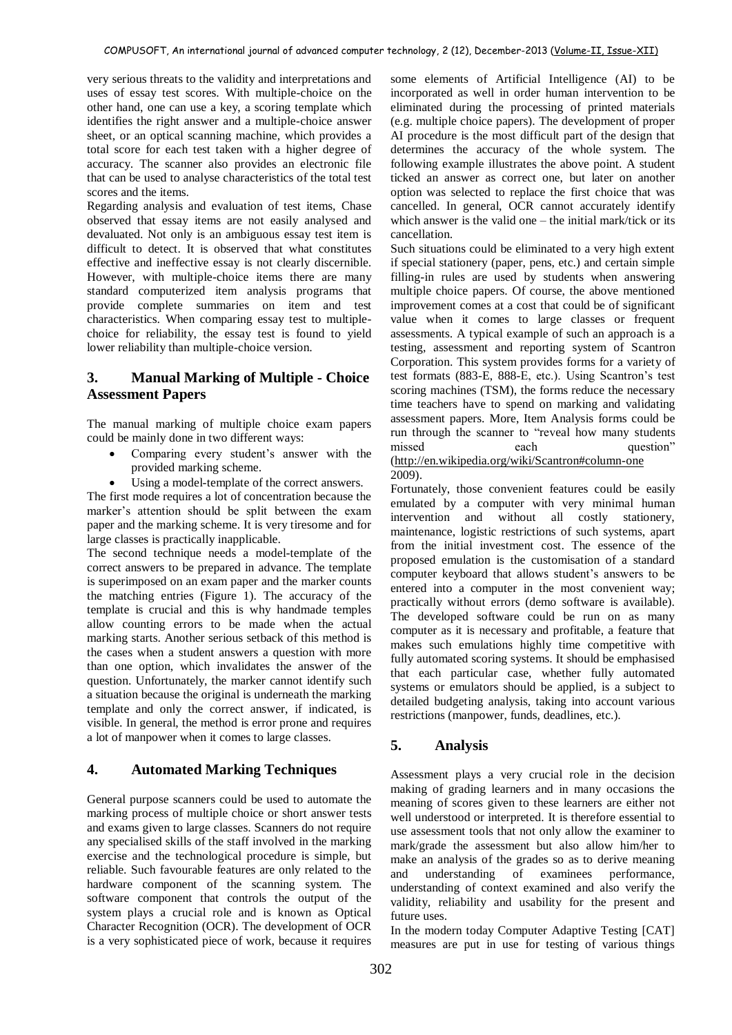very serious threats to the validity and interpretations and uses of essay test scores. With multiple-choice on the other hand, one can use a key, a scoring template which identifies the right answer and a multiple-choice answer sheet, or an optical scanning machine, which provides a total score for each test taken with a higher degree of accuracy. The scanner also provides an electronic file that can be used to analyse characteristics of the total test scores and the items.

Regarding analysis and evaluation of test items, Chase observed that essay items are not easily analysed and devaluated. Not only is an ambiguous essay test item is difficult to detect. It is observed that what constitutes effective and ineffective essay is not clearly discernible. However, with multiple-choice items there are many standard computerized item analysis programs that provide complete summaries on item and test characteristics. When comparing essay test to multiple-choice for reliability, the essay test is found to yield lower reliability than multiple-choice version.

## 3. Manual Marking of Multiple - Choice Assessment Papers

The manual marking of multiple choice exam papers could be mainly done in two different ways:

- Comparing every student's answer with the provided marking scheme.
- Using a model-template of the correct answers.

The first mode requires a lot of concentration because the marker's attention should be split between the exam paper and the marking scheme. It is very tiresome and for large classes is practically inapplicable.

The second technique needs a model-template of the correct answers to be prepared in advance. The template is superimposed on an exam paper and the marker counts the matching entries (Figure 1). The accuracy of the template is crucial and this is why handmade temples allow counting errors to be made when the actual marking starts. Another serious setback of this method is the cases when a student answers a question with more than one option, which invalidates the answer of the question. Unfortunately, the marker cannot identify such a situation because the original is underneath the marking template and only the correct answer, if indicated, is visible. In general, the method is error prone and requires a lot of manpower when it comes to large classes.

## 4. Automated Marking Techniques

General purpose scanners could be used to automate the marking process of multiple choice or short answer tests and exams given to large classes. Scanners do not require any specialised skills of the staff involved in the marking exercise and the technological procedure is simple, but reliable. Such favourable features are only related to the hardware component of the scanning system. The software component that controls the output of the system plays a crucial role and is known as Optical Character Recognition (OCR). The development of OCR is a very sophisticated piece of work, because it requires some elements of Artificial Intelligence (AI) to be incorporated as well in order human intervention to be eliminated during the processing of printed materials (e.g. multiple choice papers). The development of proper AI procedure is the most difficult part of the design that determines the accuracy of the whole system. The following example illustrates the above point. A student ticked an answer as correct one, but later on another option was selected to replace the first choice that was cancelled. In general, OCR cannot accurately identify which answer is the valid one – the initial mark/tick or its cancellation.

Such situations could be eliminated to a very high extent if special stationery (paper, pens, etc.) and certain simple filling-in rules are used by students when answering multiple choice papers. Of course, the above mentioned improvement comes at a cost that could be of significant value when it comes to large classes or frequent assessments. A typical example of such an approach is a testing, assessment and reporting system of Scantron Corporation. This system provides forms for a variety of test formats (883-E, 888-E, etc.). Using Scantron's test scoring machines (TSM), the forms reduce the necessary time teachers have to spend on marking and validating assessment papers. More, Item Analysis forms could be run through the scanner to "reveal how many students missed each question" (http://en.wikipedia.org/wiki/Scantron#column-one 2009).

Fortunately, those convenient features could be easily emulated by a computer with very minimal human intervention and without all costly stationery, maintenance, logistic restrictions of such systems, apart from the initial investment cost. The essence of the proposed emulation is the customisation of a standard computer keyboard that allows student's answers to be entered into a computer in the most convenient way; practically without errors (demo software is available). The developed software could be run on as many computer as it is necessary and profitable, a feature that makes such emulations highly time competitive with fully automated scoring systems. It should be emphasised that each particular case, whether fully automated systems or emulators should be applied, is a subject to detailed budgeting analysis, taking into account various restrictions (manpower, funds, deadlines, etc.).

## 5. Analysis

Assessment plays a very crucial role in the decision making of grading learners and in many occasions the meaning of scores given to these learners are either not well understood or interpreted. It is therefore essential to use assessment tools that not only allow the examiner to mark/grade the assessment but also allow him/her to make an analysis of the grades so as to derive meaning and understanding of examinees performance, understanding of context examined and also verify the validity, reliability and usability for the present and future uses.

In the modern today Computer Adaptive Testing [CAT] measures are put in use for testing of various things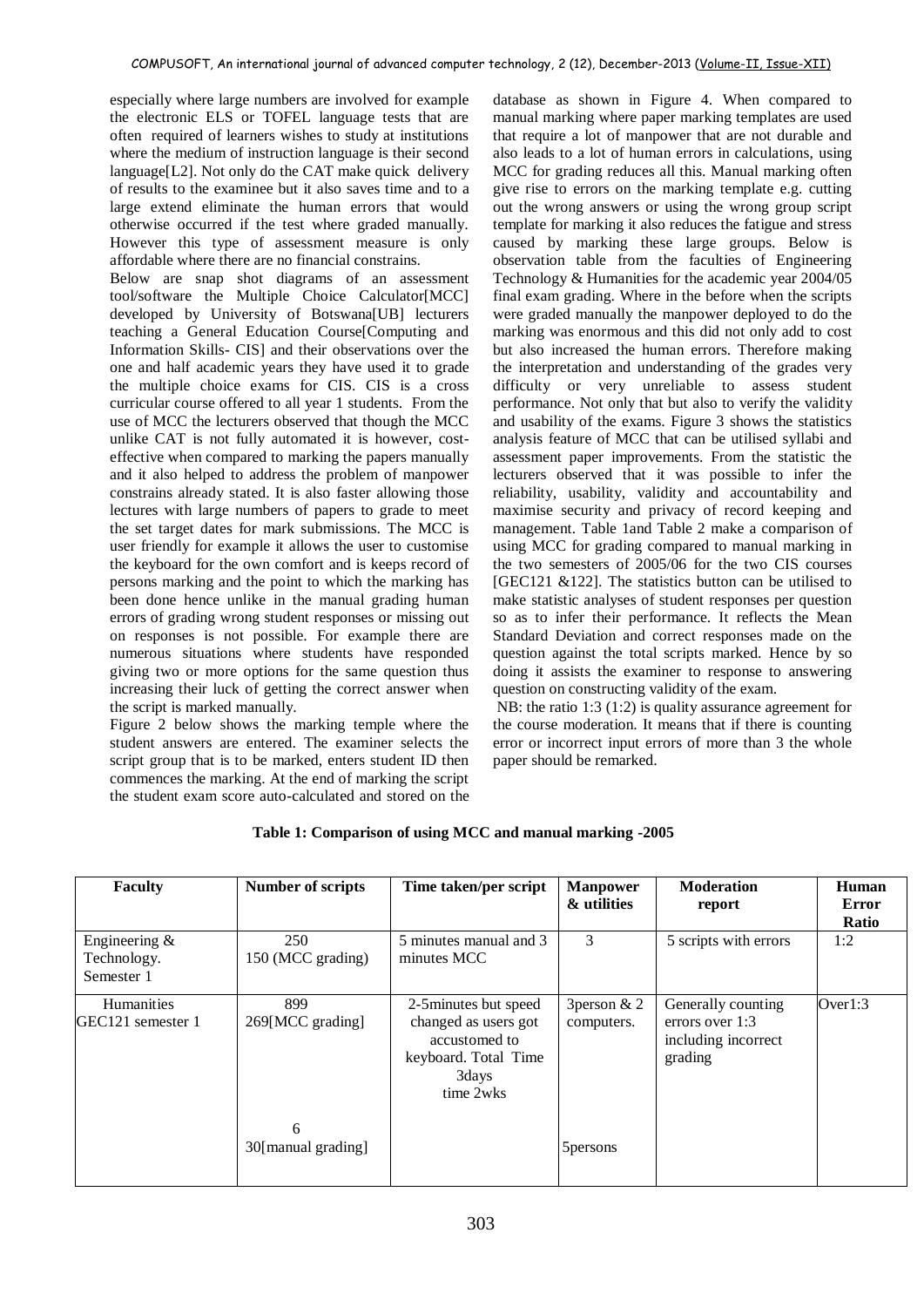especially where large numbers are involved for example the electronic ELS or TOFEL language tests that are often required of learners wishes to study at institutions where the medium of instruction language is their second language[L2]. Not only do the CAT make quick delivery of results to the examinee but it also saves time and to a large extend eliminate the human errors that would otherwise occurred if the test where graded manually. However this type of assessment measure is only affordable where there are no financial constrains.

Below are snap shot diagrams of an assessment tool/software the Multiple Choice Calculator[MCC] developed by University of Botswana[UB] lecturers teaching a General Education Course[Computing and Information Skills- CIS] and their observations over the one and half academic years they have used it to grade the multiple choice exams for CIS. CIS is a cross curricular course offered to all year 1 students. From the use of MCC the lecturers observed that though the MCC unlike CAT is not fully automated it is however, cost-effective when compared to marking the papers manually and it also helped to address the problem of manpower constrains already stated. It is also faster allowing those lectures with large numbers of papers to grade to meet the set target dates for mark submissions. The MCC is user friendly for example it allows the user to customise the keyboard for the own comfort and is keeps record of persons marking and the point to which the marking has been done hence unlike in the manual grading human errors of grading wrong student responses or missing out on responses is not possible. For example there are numerous situations where students have responded giving two or more options for the same question thus increasing their luck of getting the correct answer when the script is marked manually.

Figure 2 below shows the marking temple where the student answers are entered. The examiner selects the script group that is to be marked, enters student ID then commences the marking. At the end of marking the script the student exam score auto-calculated and stored on the database as shown in Figure 4. When compared to manual marking where paper marking templates are used that require a lot of manpower that are not durable and also leads to a lot of human errors in calculations, using MCC for grading reduces all this. Manual marking often give rise to errors on the marking template e.g. cutting out the wrong answers or using the wrong group script template for marking it also reduces the fatigue and stress caused by marking these large groups. Below is observation table from the faculties of Engineering Technology & Humanities for the academic year 2004/05 final exam grading. Where in the before when the scripts were graded manually the manpower deployed to do the marking was enormous and this did not only add to cost but also increased the human errors. Therefore making the interpretation and understanding of the grades very difficulty or very unreliable to assess student performance. Not only that but also to verify the validity and usability of the exams. Figure 3 shows the statistics analysis feature of MCC that can be utilised syllabi and assessment paper improvements. From the statistic the lecturers observed that it was possible to infer the reliability, usability, validity and accountability and maximise security and privacy of record keeping and management. Table 1and Table 2 make a comparison of using MCC for grading compared to manual marking in the two semesters of 2005/06 for the two CIS courses [GEC121 &122]. The statistics button can be utilised to make statistic analyses of student responses per question so as to infer their performance. It reflects the Mean Standard Deviation and correct responses made on the question against the total scripts marked. Hence by so doing it assists the examiner to response to answering question on constructing validity of the exam.

NB: the ratio 1:3 (1:2) is quality assurance agreement for the course moderation. It means that if there is counting error or incorrect input errors of more than 3 the whole paper should be remarked.

**Table 1: Comparison of using MCC and manual marking -2005**

| Faculty | Number of scripts | Time taken/per script | Manpower & utilities | Moderation report | Human Error Ratio |
|---|---|---|---|---|---|
| Engineering & Technology. Semester 1 | 250<br>150 (MCC grading) | 5 minutes manual and 3 minutes MCC | 3 | 5 scripts with errors | 1:2 |
| Humanities GEC121 semester 1 | 899<br>269[MCC grading]<br><br>6<br>30[manual grading] | 2-5minutes but speed changed as users got accustomed to keyboard. Total Time 3days time 2wks | 3person & 2 computers.<br><br>5persons | Generally counting errors over 1:3 including incorrect grading | Over1:3 |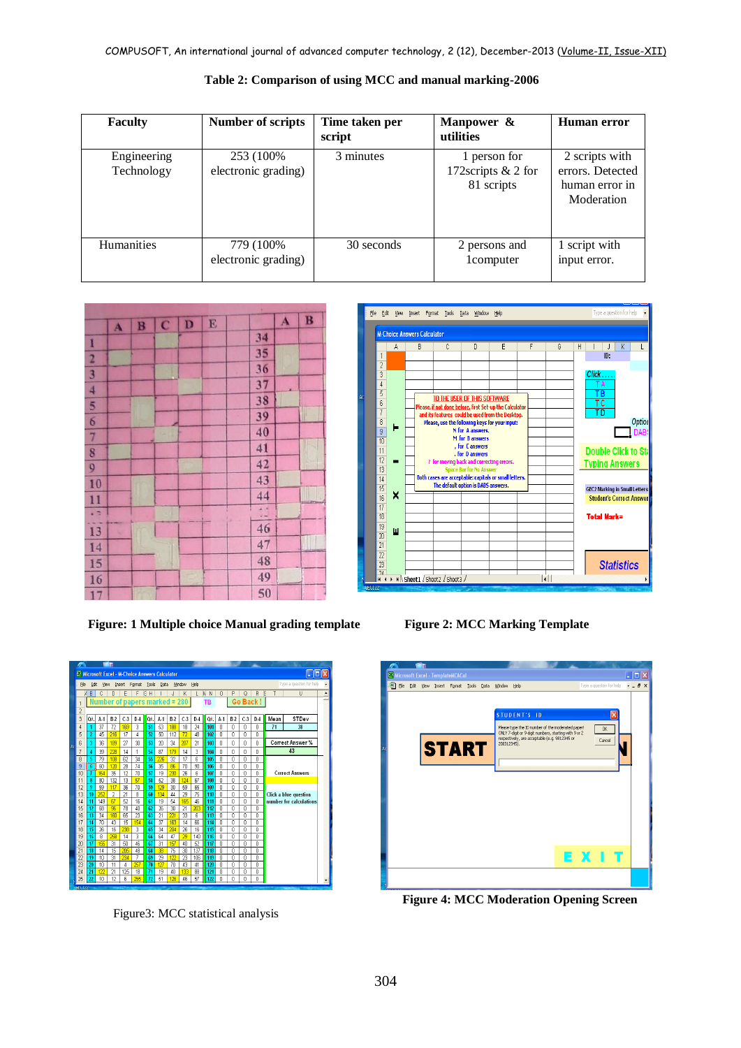**Table 2: Comparison of using MCC and manual marking-2006**

| Faculty | Number of scripts | Time taken per script | Manpower & utilities | Human error |
|---|---|---|---|---|
| Engineering Technology | 253 (100% electronic grading) | 3 minutes | 1 person for 172scripts & 2 for 81 scripts | 2 scripts with errors. Detected human error in Moderation |
| Humanities | 779 (100% electronic grading) | 30 seconds | 2 persons and 1computer | 1 script with input error. |

**Figure: 1 Multiple choice Manual grading template**

**Figure 2: MCC Marking Template**

Figure3: MCC statistical analysis

**Figure 4: MCC Moderation Opening Screen**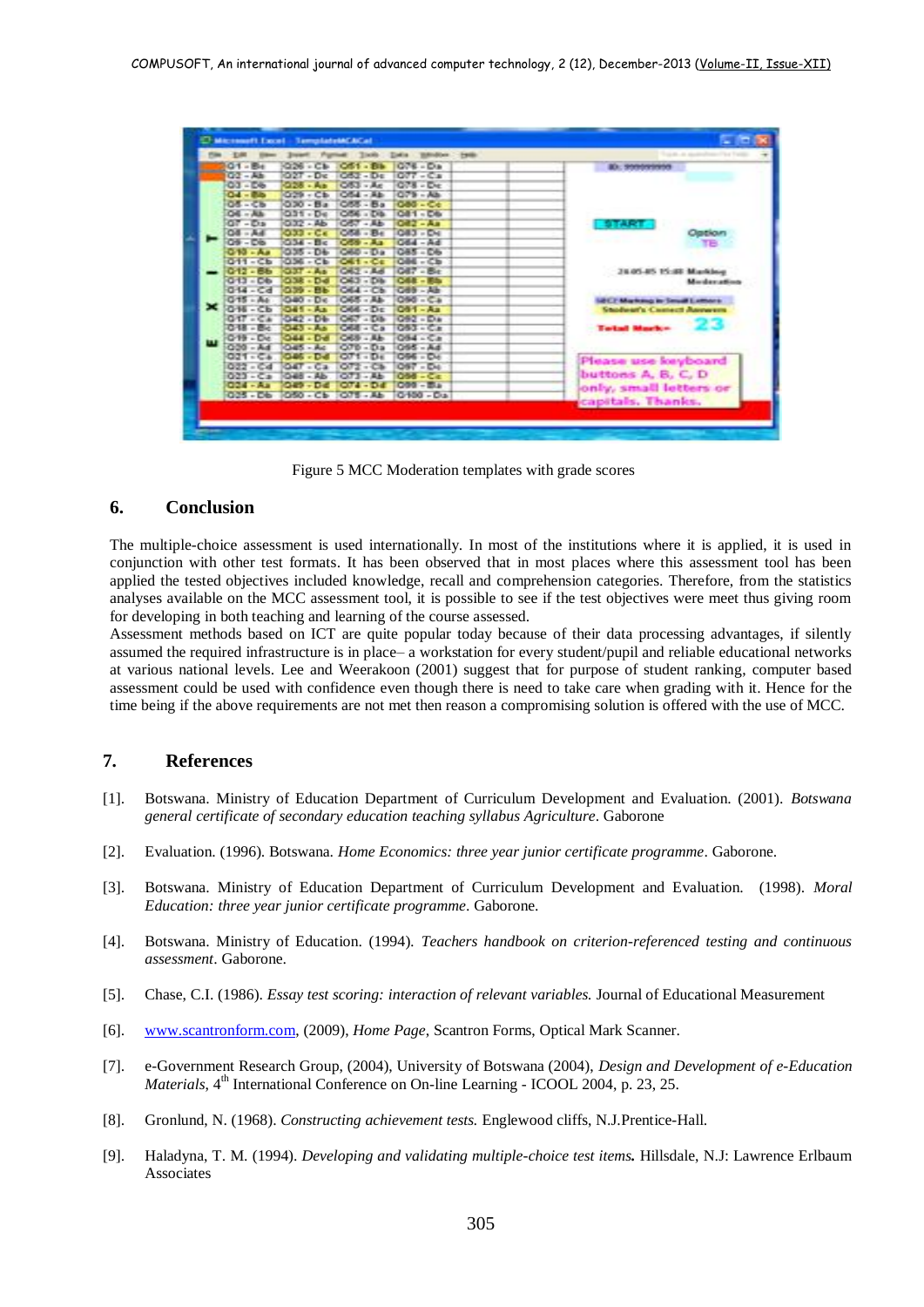Figure 5 MCC Moderation templates with grade scores

## 6. Conclusion

The multiple-choice assessment is used internationally. In most of the institutions where it is applied, it is used in conjunction with other test formats. It has been observed that in most places where this assessment tool has been applied the tested objectives included knowledge, recall and comprehension categories. Therefore, from the statistics analyses available on the MCC assessment tool, it is possible to see if the test objectives were meet thus giving room for developing in both teaching and learning of the course assessed.

Assessment methods based on ICT are quite popular today because of their data processing advantages, if silently assumed the required infrastructure is in place– a workstation for every student/pupil and reliable educational networks at various national levels. Lee and Weerakoon (2001) suggest that for purpose of student ranking, computer based assessment could be used with confidence even though there is need to take care when grading with it. Hence for the time being if the above requirements are not met then reason a compromising solution is offered with the use of MCC.

## 7. References

[1]. Botswana. Ministry of Education Department of Curriculum Development and Evaluation. (2001). *Botswana general certificate of secondary education teaching syllabus Agriculture*. Gaborone

[2]. Evaluation. (1996). Botswana. *Home Economics: three year junior certificate programme*. Gaborone.

[3]. Botswana. Ministry of Education Department of Curriculum Development and Evaluation. (1998). *Moral Education: three year junior certificate programme*. Gaborone.

[4]. Botswana. Ministry of Education. (1994). *Teachers handbook on criterion-referenced testing and continuous assessment*. Gaborone.

[5]. Chase, C.I. (1986). *Essay test scoring: interaction of relevant variables.* Journal of Educational Measurement

[6]. www.scantronform.com, (2009), *Home Page*, Scantron Forms, Optical Mark Scanner.

[7]. e-Government Research Group, (2004), University of Botswana (2004), *Design and Development of e-Education Materials*, 4th International Conference on On-line Learning - ICOOL 2004, p. 23, 25.

[8]. Gronlund, N. (1968). *Constructing achievement tests.* Englewood cliffs, N.J.Prentice-Hall.

[9]. Haladyna, T. M. (1994). *Developing and validating multiple-choice test items.* Hillsdale, N.J: Lawrence Erlbaum Associates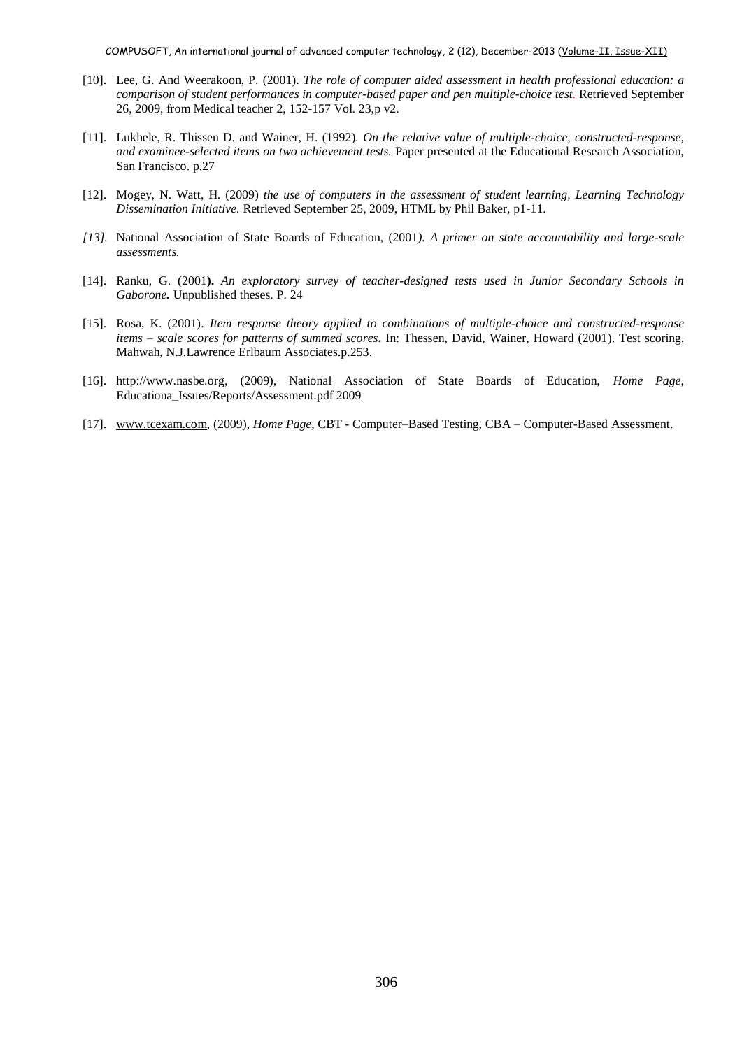[10]. Lee, G. And Weerakoon, P. (2001). *The role of computer aided assessment in health professional education: a comparison of student performances in computer-based paper and pen multiple-choice test.* Retrieved September 26, 2009, from Medical teacher 2, 152-157 Vol. 23,p v2.

[11]. Lukhele, R. Thissen D. and Wainer, H. (1992). *On the relative value of multiple-choice, constructed-response, and examinee-selected items on two achievement tests.* Paper presented at the Educational Research Association, San Francisco. p.27

[12]. Mogey, N. Watt, H. (2009) *the use of computers in the assessment of student learning, Learning Technology Dissemination Initiative.* Retrieved September 25, 2009, HTML by Phil Baker, p1-11.

*[13].* National Association of State Boards of Education, (2001*). A primer on state accountability and large-scale assessments.*

[14]. Ranku, G. (2001**).** *An exploratory survey of teacher-designed tests used in Junior Secondary Schools in Gaborone.* Unpublished theses. P. 24

[15]. Rosa, K. (2001). *Item response theory applied to combinations of multiple-choice and constructed-response items – scale scores for patterns of summed scores***.** In: Thessen, David, Wainer, Howard (2001). Test scoring. Mahwah, N.J.Lawrence Erlbaum Associates.p.253.

[16]. http://www.nasbe.org, (2009), National Association of State Boards of Education, *Home Page*, Educationa_Issues/Reports/Assessment.pdf 2009

[17]. www.tcexam.com, (2009), *Home Page*, CBT - Computer–Based Testing, CBA – Computer-Based Assessment.